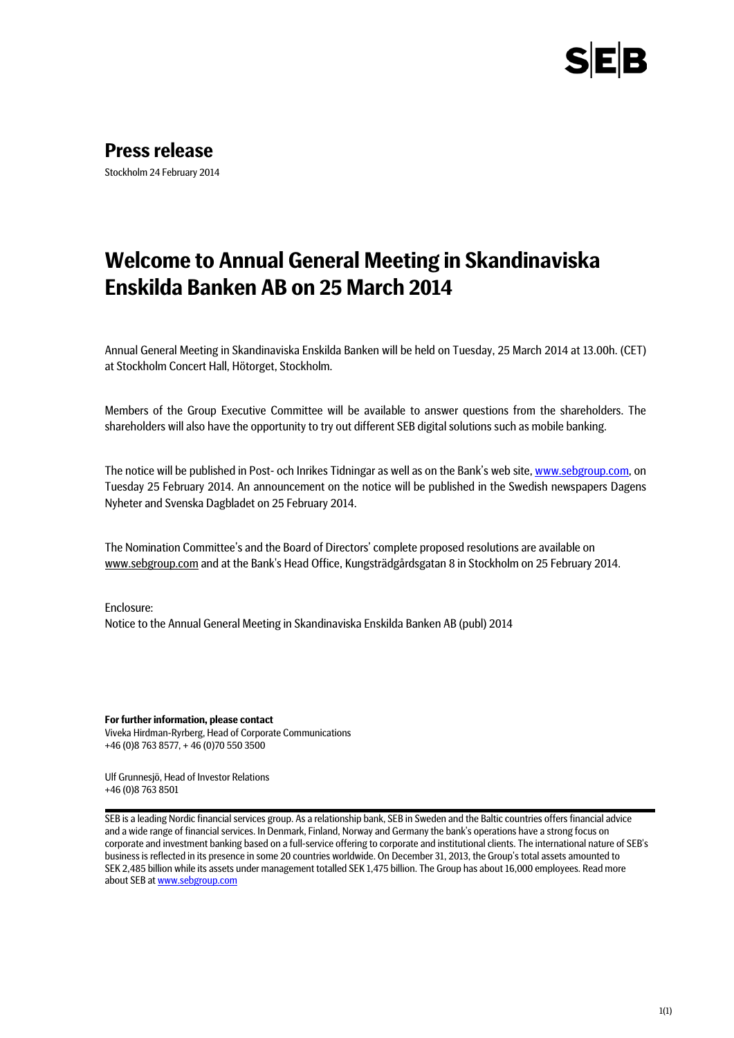# Press release

Stockholm 24 February 2014

## Welcome to Annual General Meeting in Skandinaviska Enskilda Banken AB on 25 March 2014

Annual General Meeting in Skandinaviska Enskilda Banken will be held on Tuesday, 25 March 2014 at 13.00h. (CET) at Stockholm Concert Hall, Hötorget, Stockholm.

Members of the Group Executive Committee will be available to answer questions from the shareholders. The shareholders will also have the opportunity to try out different SEB digital solutions such as mobile banking.

The notice will be published in Post- och Inrikes Tidningar as well as on the Bank's web site, www.sebgroup.com, on Tuesday 25 February 2014. An announcement on the notice will be published in the Swedish newspapers Dagens Nyheter and Svenska Dagbladet on 25 February 2014.

The Nomination Committee's and the Board of Directors' complete proposed resolutions are available on www.sebgroup.com and at the Bank's Head Office, Kungsträdgårdsgatan 8 in Stockholm on 25 February 2014.

Enclosure:
Notice to the Annual General Meeting in Skandinaviska Enskilda Banken AB (publ) 2014

**For further information, please contact**
Viveka Hirdman-Ryrberg, Head of Corporate Communications
+46 (0)8 763 8577, + 46 (0)70 550 3500

Ulf Grunnesjö, Head of Investor Relations
+46 (0)8 763 8501

SEB is a leading Nordic financial services group. As a relationship bank, SEB in Sweden and the Baltic countries offers financial advice and a wide range of financial services. In Denmark, Finland, Norway and Germany the bank's operations have a strong focus on corporate and investment banking based on a full-service offering to corporate and institutional clients. The international nature of SEB's business is reflected in its presence in some 20 countries worldwide. On December 31, 2013, the Group's total assets amounted to SEK 2,485 billion while its assets under management totalled SEK 1,475 billion. The Group has about 16,000 employees. Read more about SEB at www.sebgroup.com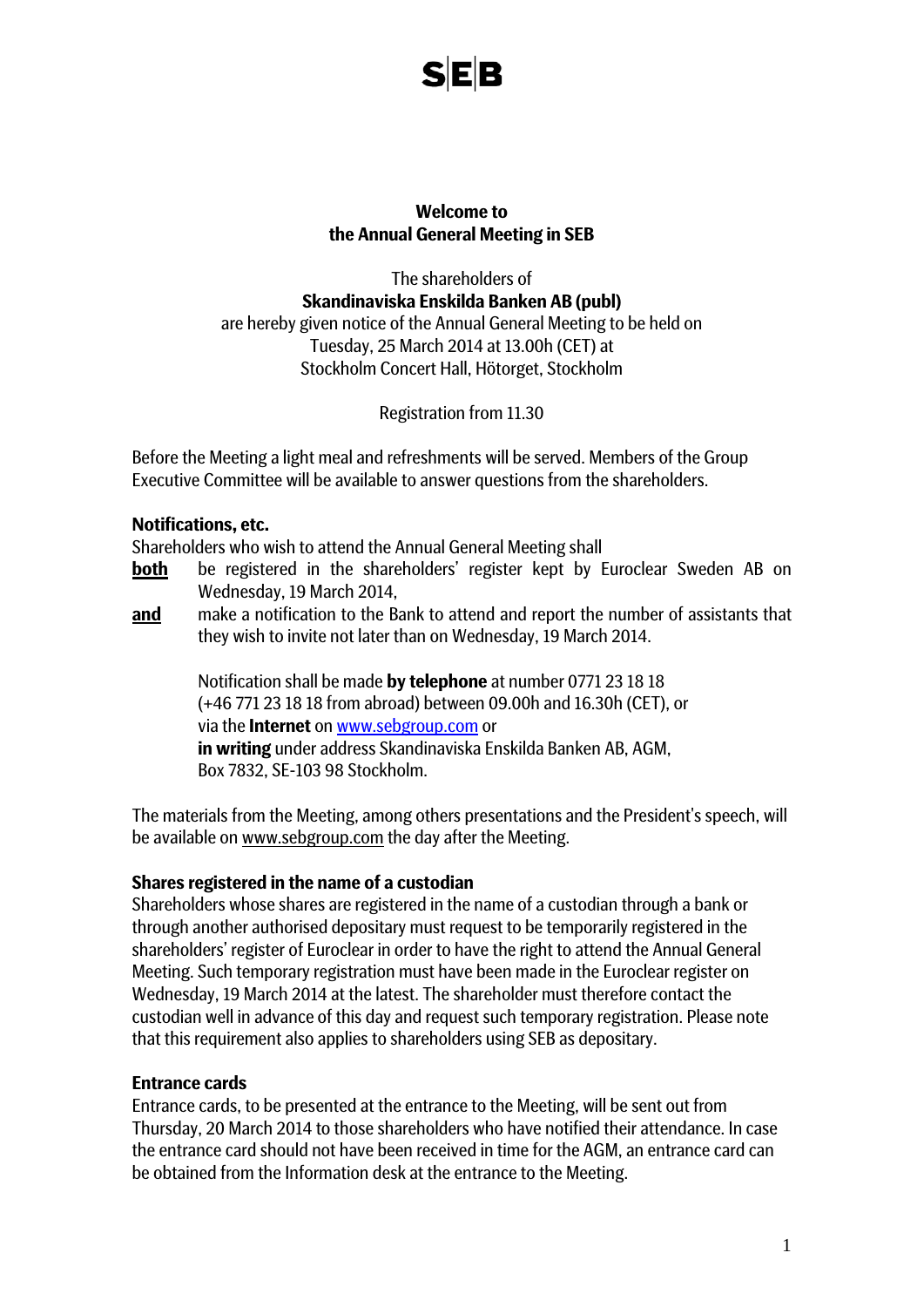**SEB**

**Welcome to**
**the Annual General Meeting in SEB**

The shareholders of
**Skandinaviska Enskilda Banken AB (publ)**
are hereby given notice of the Annual General Meeting to be held on
Tuesday, 25 March 2014 at 13.00h (CET) at
Stockholm Concert Hall, Hötorget, Stockholm

Registration from 11.30

Before the Meeting a light meal and refreshments will be served. Members of the Group Executive Committee will be available to answer questions from the shareholders.

### Notifications, etc.

Shareholders who wish to attend the Annual General Meeting shall

**both** be registered in the shareholders' register kept by Euroclear Sweden AB on Wednesday, 19 March 2014,

**and** make a notification to the Bank to attend and report the number of assistants that they wish to invite not later than on Wednesday, 19 March 2014.

Notification shall be made **by telephone** at number 0771 23 18 18 (+46 771 23 18 18 from abroad) between 09.00h and 16.30h (CET), or via the **Internet** on www.sebgroup.com or **in writing** under address Skandinaviska Enskilda Banken AB, AGM, Box 7832, SE-103 98 Stockholm.

The materials from the Meeting, among others presentations and the President's speech, will be available on www.sebgroup.com the day after the Meeting.

### Shares registered in the name of a custodian

Shareholders whose shares are registered in the name of a custodian through a bank or through another authorised depositary must request to be temporarily registered in the shareholders' register of Euroclear in order to have the right to attend the Annual General Meeting. Such temporary registration must have been made in the Euroclear register on Wednesday, 19 March 2014 at the latest. The shareholder must therefore contact the custodian well in advance of this day and request such temporary registration. Please note that this requirement also applies to shareholders using SEB as depositary.

### Entrance cards

Entrance cards, to be presented at the entrance to the Meeting, will be sent out from Thursday, 20 March 2014 to those shareholders who have notified their attendance. In case the entrance card should not have been received in time for the AGM, an entrance card can be obtained from the Information desk at the entrance to the Meeting.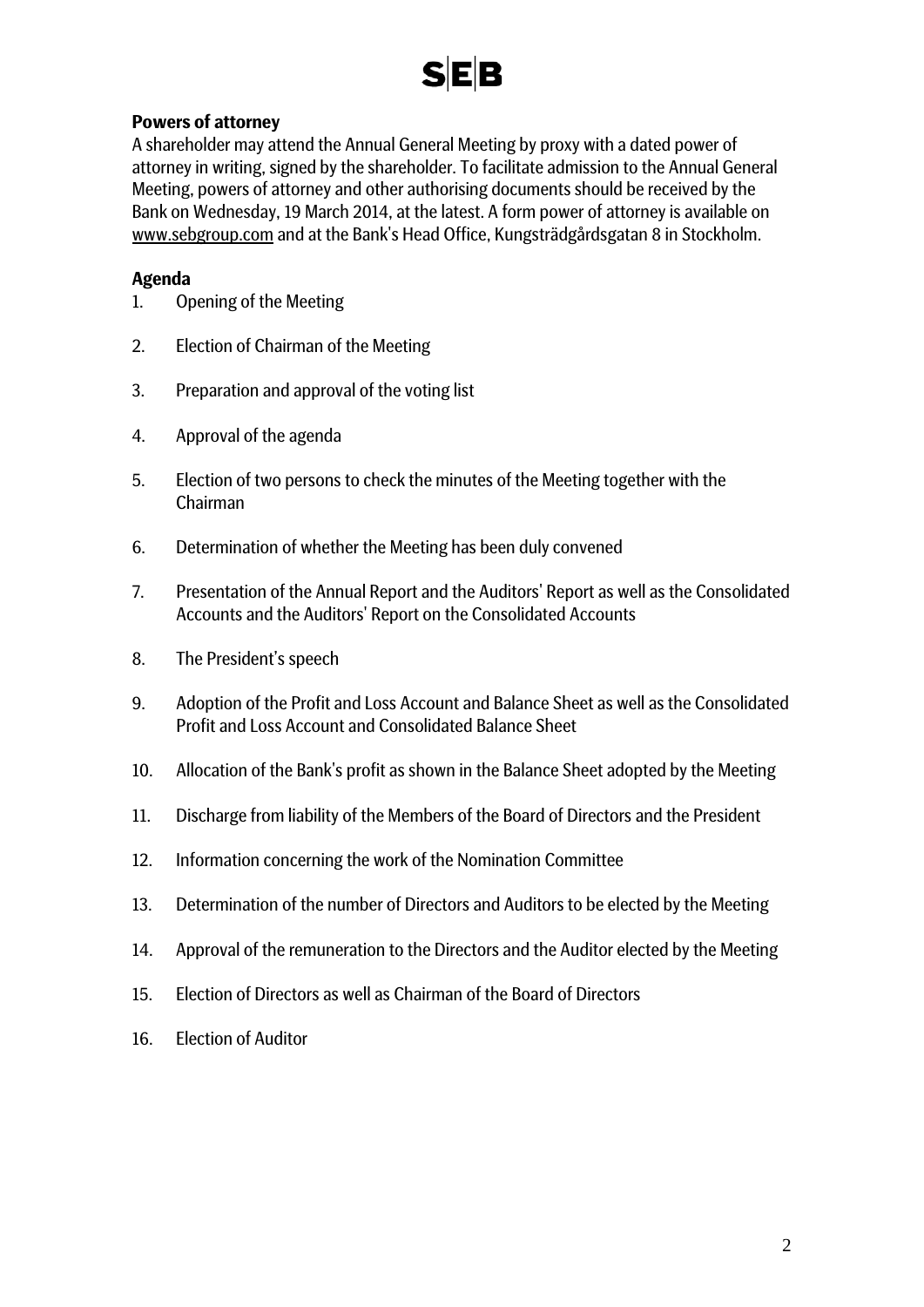**Powers of attorney**

A shareholder may attend the Annual General Meeting by proxy with a dated power of attorney in writing, signed by the shareholder. To facilitate admission to the Annual General Meeting, powers of attorney and other authorising documents should be received by the Bank on Wednesday, 19 March 2014, at the latest. A form power of attorney is available on www.sebgroup.com and at the Bank's Head Office, Kungsträdgårdsgatan 8 in Stockholm.

**Agenda**

1. Opening of the Meeting
2. Election of Chairman of the Meeting
3. Preparation and approval of the voting list
4. Approval of the agenda
5. Election of two persons to check the minutes of the Meeting together with the Chairman
6. Determination of whether the Meeting has been duly convened
7. Presentation of the Annual Report and the Auditors' Report as well as the Consolidated Accounts and the Auditors' Report on the Consolidated Accounts
8. The President's speech
9. Adoption of the Profit and Loss Account and Balance Sheet as well as the Consolidated Profit and Loss Account and Consolidated Balance Sheet
10. Allocation of the Bank's profit as shown in the Balance Sheet adopted by the Meeting
11. Discharge from liability of the Members of the Board of Directors and the President
12. Information concerning the work of the Nomination Committee
13. Determination of the number of Directors and Auditors to be elected by the Meeting
14. Approval of the remuneration to the Directors and the Auditor elected by the Meeting
15. Election of Directors as well as Chairman of the Board of Directors
16. Election of Auditor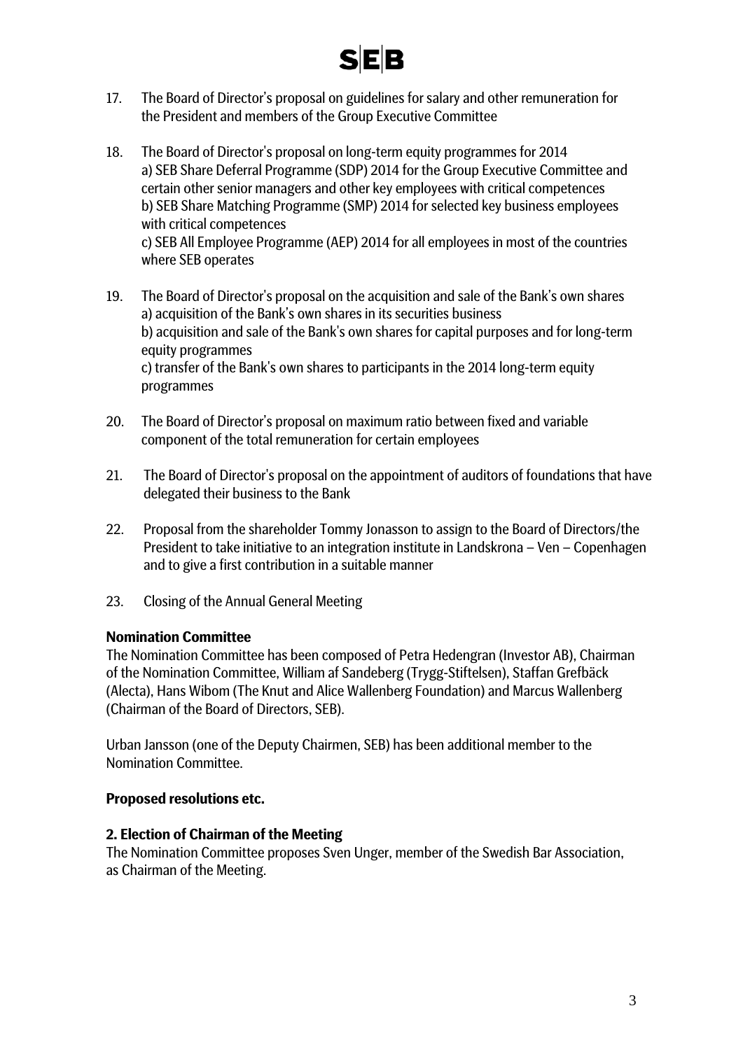17. The Board of Director's proposal on guidelines for salary and other remuneration for the President and members of the Group Executive Committee

18. The Board of Director's proposal on long-term equity programmes for 2014
    a) SEB Share Deferral Programme (SDP) 2014 for the Group Executive Committee and certain other senior managers and other key employees with critical competences
    b) SEB Share Matching Programme (SMP) 2014 for selected key business employees with critical competences
    c) SEB All Employee Programme (AEP) 2014 for all employees in most of the countries where SEB operates

19. The Board of Director's proposal on the acquisition and sale of the Bank's own shares
    a) acquisition of the Bank's own shares in its securities business
    b) acquisition and sale of the Bank's own shares for capital purposes and for long-term equity programmes
    c) transfer of the Bank's own shares to participants in the 2014 long-term equity programmes

20. The Board of Director's proposal on maximum ratio between fixed and variable component of the total remuneration for certain employees

21. The Board of Director's proposal on the appointment of auditors of foundations that have delegated their business to the Bank

22. Proposal from the shareholder Tommy Jonasson to assign to the Board of Directors/the President to take initiative to an integration institute in Landskrona – Ven – Copenhagen and to give a first contribution in a suitable manner

23. Closing of the Annual General Meeting

**Nomination Committee**

The Nomination Committee has been composed of Petra Hedengran (Investor AB), Chairman of the Nomination Committee, William af Sandeberg (Trygg-Stiftelsen), Staffan Grefbäck (Alecta), Hans Wibom (The Knut and Alice Wallenberg Foundation) and Marcus Wallenberg (Chairman of the Board of Directors, SEB).

Urban Jansson (one of the Deputy Chairmen, SEB) has been additional member to the Nomination Committee.

**Proposed resolutions etc.**

**2. Election of Chairman of the Meeting**

The Nomination Committee proposes Sven Unger, member of the Swedish Bar Association, as Chairman of the Meeting.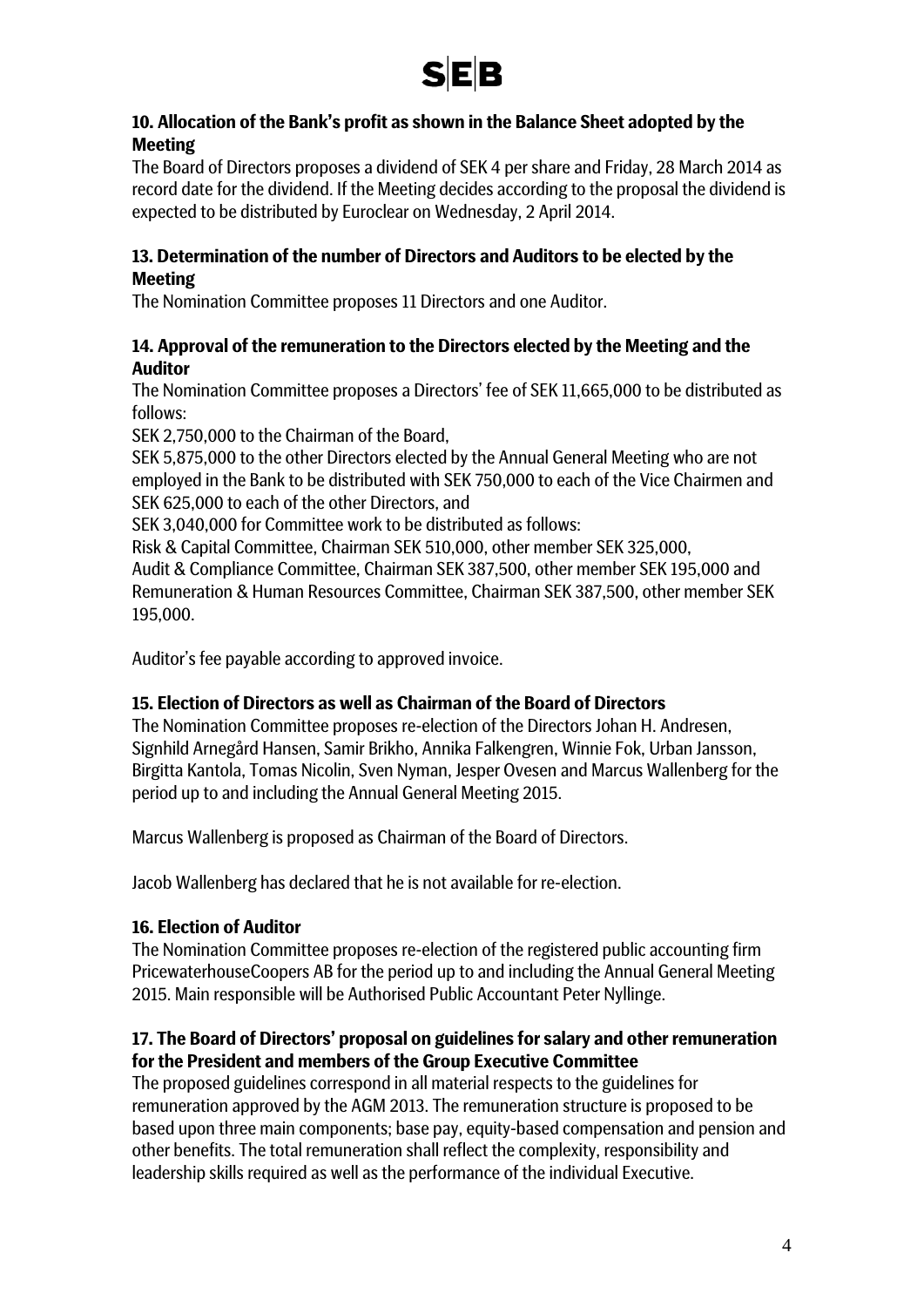### 10. Allocation of the Bank's profit as shown in the Balance Sheet adopted by the Meeting

The Board of Directors proposes a dividend of SEK 4 per share and Friday, 28 March 2014 as record date for the dividend. If the Meeting decides according to the proposal the dividend is expected to be distributed by Euroclear on Wednesday, 2 April 2014.

### 13. Determination of the number of Directors and Auditors to be elected by the Meeting

The Nomination Committee proposes 11 Directors and one Auditor.

### 14. Approval of the remuneration to the Directors elected by the Meeting and the Auditor

The Nomination Committee proposes a Directors' fee of SEK 11,665,000 to be distributed as follows:

SEK 2,750,000 to the Chairman of the Board,

SEK 5,875,000 to the other Directors elected by the Annual General Meeting who are not employed in the Bank to be distributed with SEK 750,000 to each of the Vice Chairmen and SEK 625,000 to each of the other Directors, and

SEK 3,040,000 for Committee work to be distributed as follows:

Risk & Capital Committee, Chairman SEK 510,000, other member SEK 325,000,

Audit & Compliance Committee, Chairman SEK 387,500, other member SEK 195,000 and

Remuneration & Human Resources Committee, Chairman SEK 387,500, other member SEK 195,000.

Auditor's fee payable according to approved invoice.

### 15. Election of Directors as well as Chairman of the Board of Directors

The Nomination Committee proposes re-election of the Directors Johan H. Andresen, Signhild Arnegård Hansen, Samir Brikho, Annika Falkengren, Winnie Fok, Urban Jansson, Birgitta Kantola, Tomas Nicolin, Sven Nyman, Jesper Ovesen and Marcus Wallenberg for the period up to and including the Annual General Meeting 2015.

Marcus Wallenberg is proposed as Chairman of the Board of Directors.

Jacob Wallenberg has declared that he is not available for re-election.

### 16. Election of Auditor

The Nomination Committee proposes re-election of the registered public accounting firm PricewaterhouseCoopers AB for the period up to and including the Annual General Meeting 2015. Main responsible will be Authorised Public Accountant Peter Nyllinge.

### 17. The Board of Directors' proposal on guidelines for salary and other remuneration for the President and members of the Group Executive Committee

The proposed guidelines correspond in all material respects to the guidelines for remuneration approved by the AGM 2013. The remuneration structure is proposed to be based upon three main components; base pay, equity-based compensation and pension and other benefits. The total remuneration shall reflect the complexity, responsibility and leadership skills required as well as the performance of the individual Executive.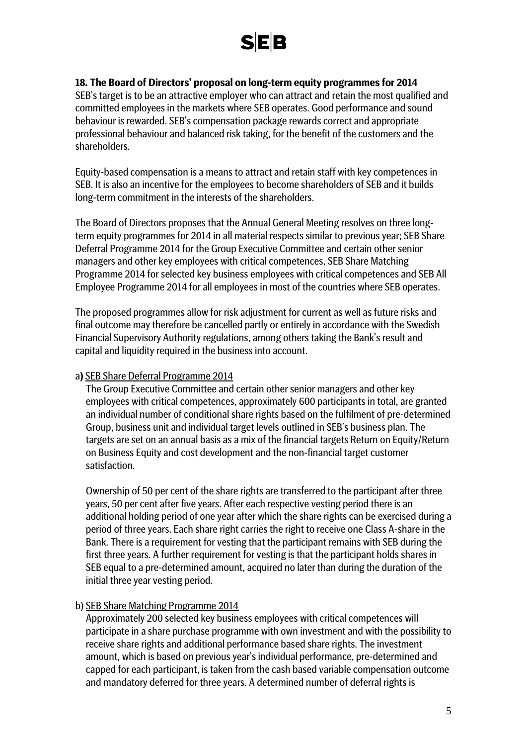**18. The Board of Directors' proposal on long-term equity programmes for 2014**

SEB's target is to be an attractive employer who can attract and retain the most qualified and committed employees in the markets where SEB operates. Good performance and sound behaviour is rewarded. SEB's compensation package rewards correct and appropriate professional behaviour and balanced risk taking, for the benefit of the customers and the shareholders.

Equity-based compensation is a means to attract and retain staff with key competences in SEB. It is also an incentive for the employees to become shareholders of SEB and it builds long-term commitment in the interests of the shareholders.

The Board of Directors proposes that the Annual General Meeting resolves on three long-term equity programmes for 2014 in all material respects similar to previous year; SEB Share Deferral Programme 2014 for the Group Executive Committee and certain other senior managers and other key employees with critical competences, SEB Share Matching Programme 2014 for selected key business employees with critical competences and SEB All Employee Programme 2014 for all employees in most of the countries where SEB operates.

The proposed programmes allow for risk adjustment for current as well as future risks and final outcome may therefore be cancelled partly or entirely in accordance with the Swedish Financial Supervisory Authority regulations, among others taking the Bank's result and capital and liquidity required in the business into account.

a**)** SEB Share Deferral Programme 2014

The Group Executive Committee and certain other senior managers and other key employees with critical competences, approximately 600 participants in total, are granted an individual number of conditional share rights based on the fulfilment of pre-determined Group, business unit and individual target levels outlined in SEB's business plan. The targets are set on an annual basis as a mix of the financial targets Return on Equity/Return on Business Equity and cost development and the non-financial target customer satisfaction.

Ownership of 50 per cent of the share rights are transferred to the participant after three years, 50 per cent after five years. After each respective vesting period there is an additional holding period of one year after which the share rights can be exercised during a period of three years. Each share right carries the right to receive one Class A-share in the Bank. There is a requirement for vesting that the participant remains with SEB during the first three years. A further requirement for vesting is that the participant holds shares in SEB equal to a pre-determined amount, acquired no later than during the duration of the initial three year vesting period.

b) SEB Share Matching Programme 2014

Approximately 200 selected key business employees with critical competences will participate in a share purchase programme with own investment and with the possibility to receive share rights and additional performance based share rights. The investment amount, which is based on previous year's individual performance, pre-determined and capped for each participant, is taken from the cash based variable compensation outcome and mandatory deferred for three years. A determined number of deferral rights is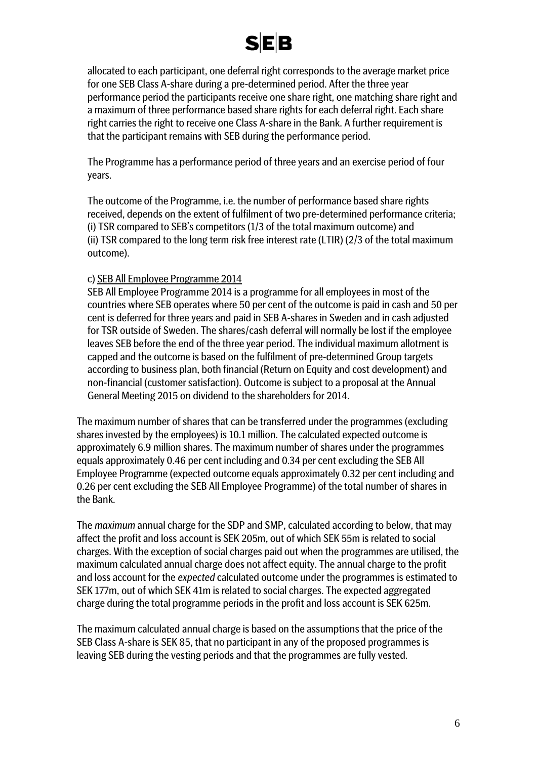allocated to each participant, one deferral right corresponds to the average market price for one SEB Class A-share during a pre-determined period. After the three year performance period the participants receive one share right, one matching share right and a maximum of three performance based share rights for each deferral right. Each share right carries the right to receive one Class A-share in the Bank. A further requirement is that the participant remains with SEB during the performance period.

The Programme has a performance period of three years and an exercise period of four years.

The outcome of the Programme, i.e. the number of performance based share rights received, depends on the extent of fulfilment of two pre-determined performance criteria; (i) TSR compared to SEB's competitors (1/3 of the total maximum outcome) and (ii) TSR compared to the long term risk free interest rate (LTIR) (2/3 of the total maximum outcome).

c) SEB All Employee Programme 2014

SEB All Employee Programme 2014 is a programme for all employees in most of the countries where SEB operates where 50 per cent of the outcome is paid in cash and 50 per cent is deferred for three years and paid in SEB A-shares in Sweden and in cash adjusted for TSR outside of Sweden. The shares/cash deferral will normally be lost if the employee leaves SEB before the end of the three year period. The individual maximum allotment is capped and the outcome is based on the fulfilment of pre-determined Group targets according to business plan, both financial (Return on Equity and cost development) and non-financial (customer satisfaction). Outcome is subject to a proposal at the Annual General Meeting 2015 on dividend to the shareholders for 2014.

The maximum number of shares that can be transferred under the programmes (excluding shares invested by the employees) is 10.1 million. The calculated expected outcome is approximately 6.9 million shares. The maximum number of shares under the programmes equals approximately 0.46 per cent including and 0.34 per cent excluding the SEB All Employee Programme (expected outcome equals approximately 0.32 per cent including and 0.26 per cent excluding the SEB All Employee Programme) of the total number of shares in the Bank.

The *maximum* annual charge for the SDP and SMP, calculated according to below, that may affect the profit and loss account is SEK 205m, out of which SEK 55m is related to social charges. With the exception of social charges paid out when the programmes are utilised, the maximum calculated annual charge does not affect equity. The annual charge to the profit and loss account for the *expected* calculated outcome under the programmes is estimated to SEK 177m, out of which SEK 41m is related to social charges. The expected aggregated charge during the total programme periods in the profit and loss account is SEK 625m.

The maximum calculated annual charge is based on the assumptions that the price of the SEB Class A-share is SEK 85, that no participant in any of the proposed programmes is leaving SEB during the vesting periods and that the programmes are fully vested.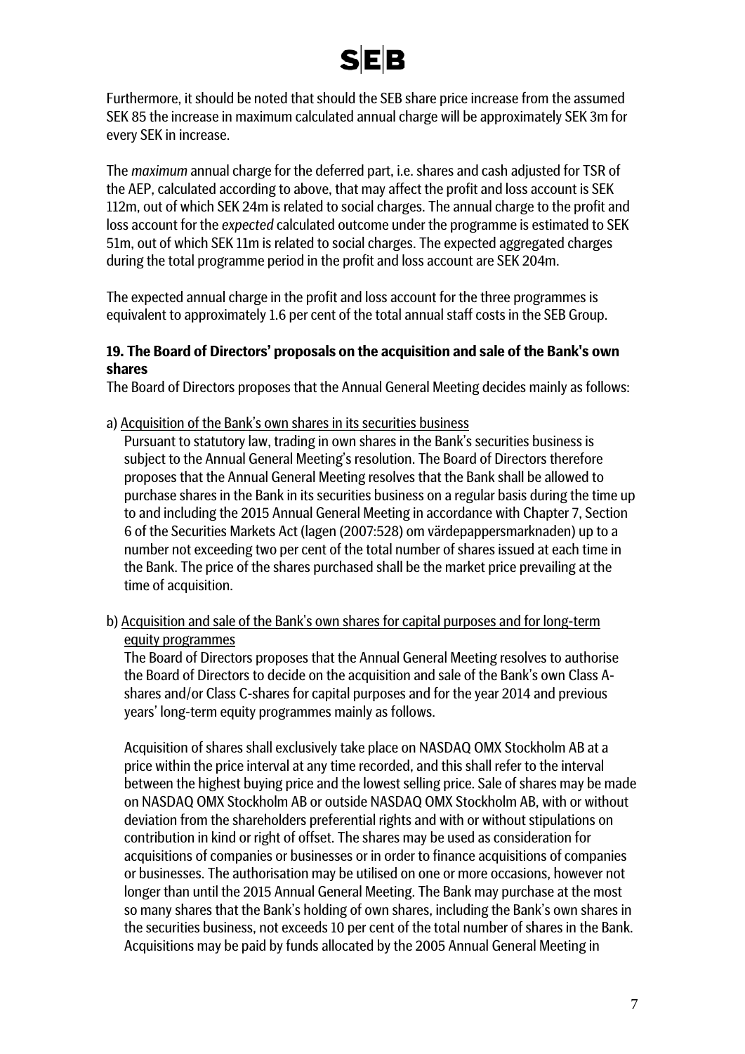Furthermore, it should be noted that should the SEB share price increase from the assumed SEK 85 the increase in maximum calculated annual charge will be approximately SEK 3m for every SEK in increase.

The *maximum* annual charge for the deferred part, i.e. shares and cash adjusted for TSR of the AEP, calculated according to above, that may affect the profit and loss account is SEK 112m, out of which SEK 24m is related to social charges. The annual charge to the profit and loss account for the *expected* calculated outcome under the programme is estimated to SEK 51m, out of which SEK 11m is related to social charges. The expected aggregated charges during the total programme period in the profit and loss account are SEK 204m.

The expected annual charge in the profit and loss account for the three programmes is equivalent to approximately 1.6 per cent of the total annual staff costs in the SEB Group.

**19. The Board of Directors' proposals on the acquisition and sale of the Bank's own shares**

The Board of Directors proposes that the Annual General Meeting decides mainly as follows:

a) Acquisition of the Bank's own shares in its securities business

Pursuant to statutory law, trading in own shares in the Bank's securities business is subject to the Annual General Meeting's resolution. The Board of Directors therefore proposes that the Annual General Meeting resolves that the Bank shall be allowed to purchase shares in the Bank in its securities business on a regular basis during the time up to and including the 2015 Annual General Meeting in accordance with Chapter 7, Section 6 of the Securities Markets Act (lagen (2007:528) om värdepappersmarknaden) up to a number not exceeding two per cent of the total number of shares issued at each time in the Bank. The price of the shares purchased shall be the market price prevailing at the time of acquisition.

b) Acquisition and sale of the Bank's own shares for capital purposes and for long-term equity programmes

The Board of Directors proposes that the Annual General Meeting resolves to authorise the Board of Directors to decide on the acquisition and sale of the Bank's own Class A-shares and/or Class C-shares for capital purposes and for the year 2014 and previous years' long-term equity programmes mainly as follows.

Acquisition of shares shall exclusively take place on NASDAQ OMX Stockholm AB at a price within the price interval at any time recorded, and this shall refer to the interval between the highest buying price and the lowest selling price. Sale of shares may be made on NASDAQ OMX Stockholm AB or outside NASDAQ OMX Stockholm AB, with or without deviation from the shareholders preferential rights and with or without stipulations on contribution in kind or right of offset. The shares may be used as consideration for acquisitions of companies or businesses or in order to finance acquisitions of companies or businesses. The authorisation may be utilised on one or more occasions, however not longer than until the 2015 Annual General Meeting. The Bank may purchase at the most so many shares that the Bank's holding of own shares, including the Bank's own shares in the securities business, not exceeds 10 per cent of the total number of shares in the Bank. Acquisitions may be paid by funds allocated by the 2005 Annual General Meeting in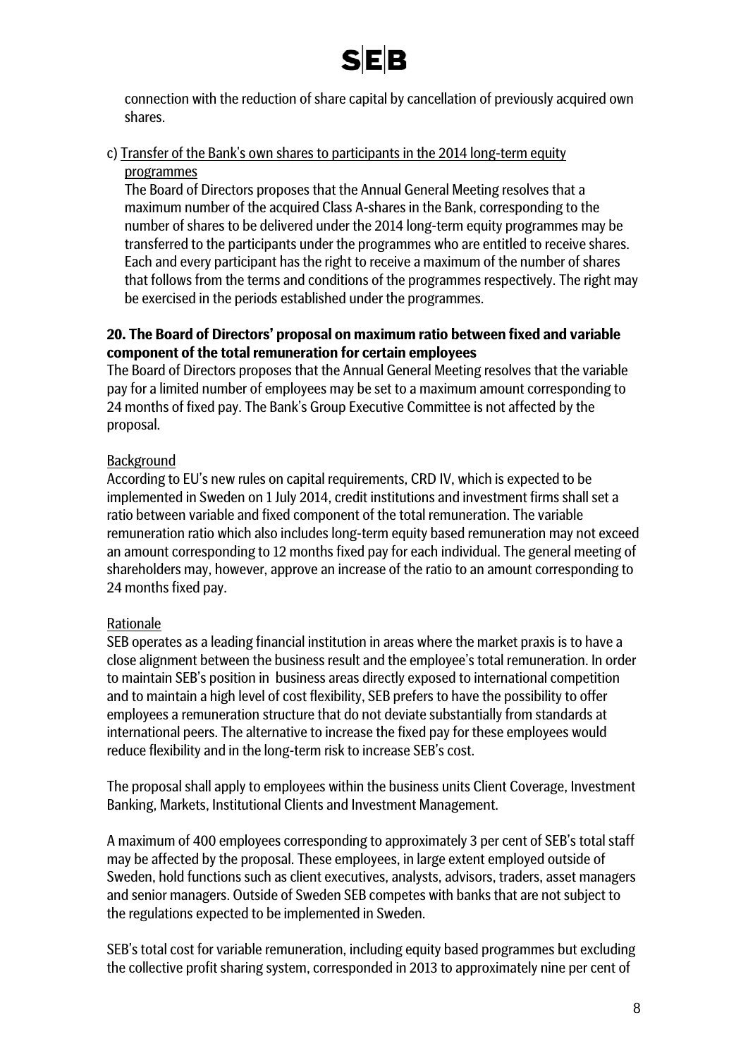connection with the reduction of share capital by cancellation of previously acquired own shares.

c) Transfer of the Bank's own shares to participants in the 2014 long-term equity programmes

The Board of Directors proposes that the Annual General Meeting resolves that a maximum number of the acquired Class A-shares in the Bank, corresponding to the number of shares to be delivered under the 2014 long-term equity programmes may be transferred to the participants under the programmes who are entitled to receive shares. Each and every participant has the right to receive a maximum of the number of shares that follows from the terms and conditions of the programmes respectively. The right may be exercised in the periods established under the programmes.

**20. The Board of Directors' proposal on maximum ratio between fixed and variable component of the total remuneration for certain employees**

The Board of Directors proposes that the Annual General Meeting resolves that the variable pay for a limited number of employees may be set to a maximum amount corresponding to 24 months of fixed pay. The Bank's Group Executive Committee is not affected by the proposal.

Background

According to EU's new rules on capital requirements, CRD IV, which is expected to be implemented in Sweden on 1 July 2014, credit institutions and investment firms shall set a ratio between variable and fixed component of the total remuneration. The variable remuneration ratio which also includes long-term equity based remuneration may not exceed an amount corresponding to 12 months fixed pay for each individual. The general meeting of shareholders may, however, approve an increase of the ratio to an amount corresponding to 24 months fixed pay.

Rationale

SEB operates as a leading financial institution in areas where the market praxis is to have a close alignment between the business result and the employee's total remuneration. In order to maintain SEB's position in business areas directly exposed to international competition and to maintain a high level of cost flexibility, SEB prefers to have the possibility to offer employees a remuneration structure that do not deviate substantially from standards at international peers. The alternative to increase the fixed pay for these employees would reduce flexibility and in the long-term risk to increase SEB's cost.

The proposal shall apply to employees within the business units Client Coverage, Investment Banking, Markets, Institutional Clients and Investment Management.

A maximum of 400 employees corresponding to approximately 3 per cent of SEB's total staff may be affected by the proposal. These employees, in large extent employed outside of Sweden, hold functions such as client executives, analysts, advisors, traders, asset managers and senior managers. Outside of Sweden SEB competes with banks that are not subject to the regulations expected to be implemented in Sweden.

SEB's total cost for variable remuneration, including equity based programmes but excluding the collective profit sharing system, corresponded in 2013 to approximately nine per cent of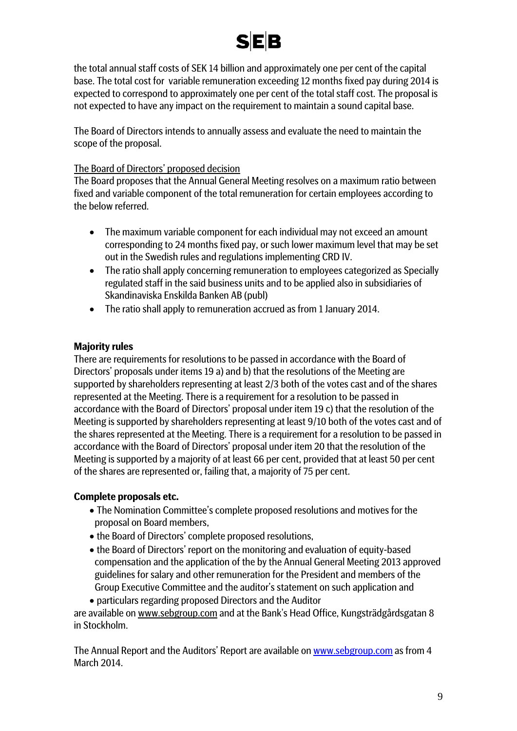the total annual staff costs of SEK 14 billion and approximately one per cent of the capital base. The total cost for variable remuneration exceeding 12 months fixed pay during 2014 is expected to correspond to approximately one per cent of the total staff cost. The proposal is not expected to have any impact on the requirement to maintain a sound capital base.

The Board of Directors intends to annually assess and evaluate the need to maintain the scope of the proposal.

The Board of Directors' proposed decision

The Board proposes that the Annual General Meeting resolves on a maximum ratio between fixed and variable component of the total remuneration for certain employees according to the below referred.

- The maximum variable component for each individual may not exceed an amount corresponding to 24 months fixed pay, or such lower maximum level that may be set out in the Swedish rules and regulations implementing CRD IV.
- The ratio shall apply concerning remuneration to employees categorized as Specially regulated staff in the said business units and to be applied also in subsidiaries of Skandinaviska Enskilda Banken AB (publ)
- The ratio shall apply to remuneration accrued as from 1 January 2014.

**Majority rules**

There are requirements for resolutions to be passed in accordance with the Board of Directors' proposals under items 19 a) and b) that the resolutions of the Meeting are supported by shareholders representing at least 2/3 both of the votes cast and of the shares represented at the Meeting. There is a requirement for a resolution to be passed in accordance with the Board of Directors' proposal under item 19 c) that the resolution of the Meeting is supported by shareholders representing at least 9/10 both of the votes cast and of the shares represented at the Meeting. There is a requirement for a resolution to be passed in accordance with the Board of Directors' proposal under item 20 that the resolution of the Meeting is supported by a majority of at least 66 per cent, provided that at least 50 per cent of the shares are represented or, failing that, a majority of 75 per cent.

**Complete proposals etc.**

- The Nomination Committee's complete proposed resolutions and motives for the proposal on Board members,
- the Board of Directors' complete proposed resolutions,
- the Board of Directors' report on the monitoring and evaluation of equity-based compensation and the application of the by the Annual General Meeting 2013 approved guidelines for salary and other remuneration for the President and members of the Group Executive Committee and the auditor's statement on such application and
- particulars regarding proposed Directors and the Auditor

are available on www.sebgroup.com and at the Bank's Head Office, Kungsträdgårdsgatan 8 in Stockholm.

The Annual Report and the Auditors' Report are available on www.sebgroup.com as from 4 March 2014.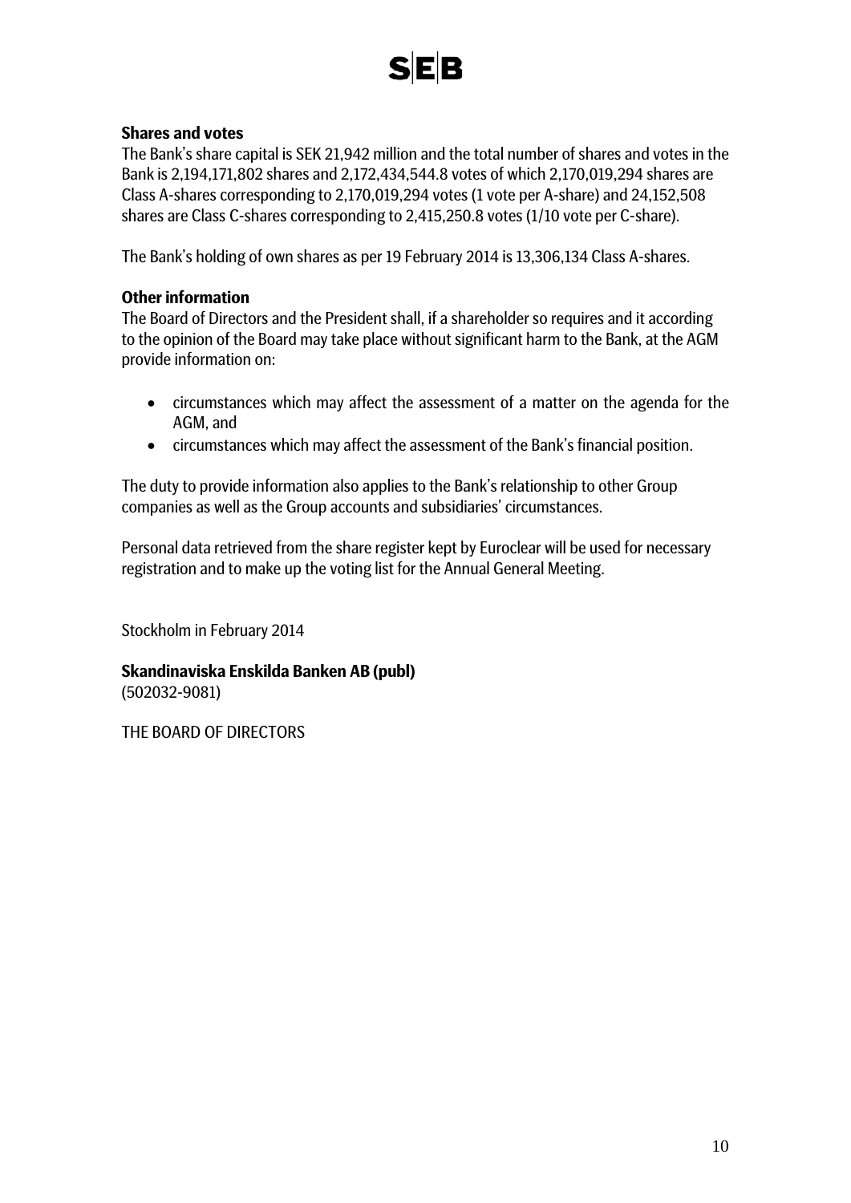**Shares and votes**

The Bank's share capital is SEK 21,942 million and the total number of shares and votes in the Bank is 2,194,171,802 shares and 2,172,434,544.8 votes of which 2,170,019,294 shares are Class A-shares corresponding to 2,170,019,294 votes (1 vote per A-share) and 24,152,508 shares are Class C-shares corresponding to 2,415,250.8 votes (1/10 vote per C-share).

The Bank's holding of own shares as per 19 February 2014 is 13,306,134 Class A-shares.

**Other information**

The Board of Directors and the President shall, if a shareholder so requires and it according to the opinion of the Board may take place without significant harm to the Bank, at the AGM provide information on:

- circumstances which may affect the assessment of a matter on the agenda for the AGM, and
- circumstances which may affect the assessment of the Bank's financial position.

The duty to provide information also applies to the Bank's relationship to other Group companies as well as the Group accounts and subsidiaries' circumstances.

Personal data retrieved from the share register kept by Euroclear will be used for necessary registration and to make up the voting list for the Annual General Meeting.

Stockholm in February 2014

**Skandinaviska Enskilda Banken AB (publ)**
(502032-9081)

THE BOARD OF DIRECTORS